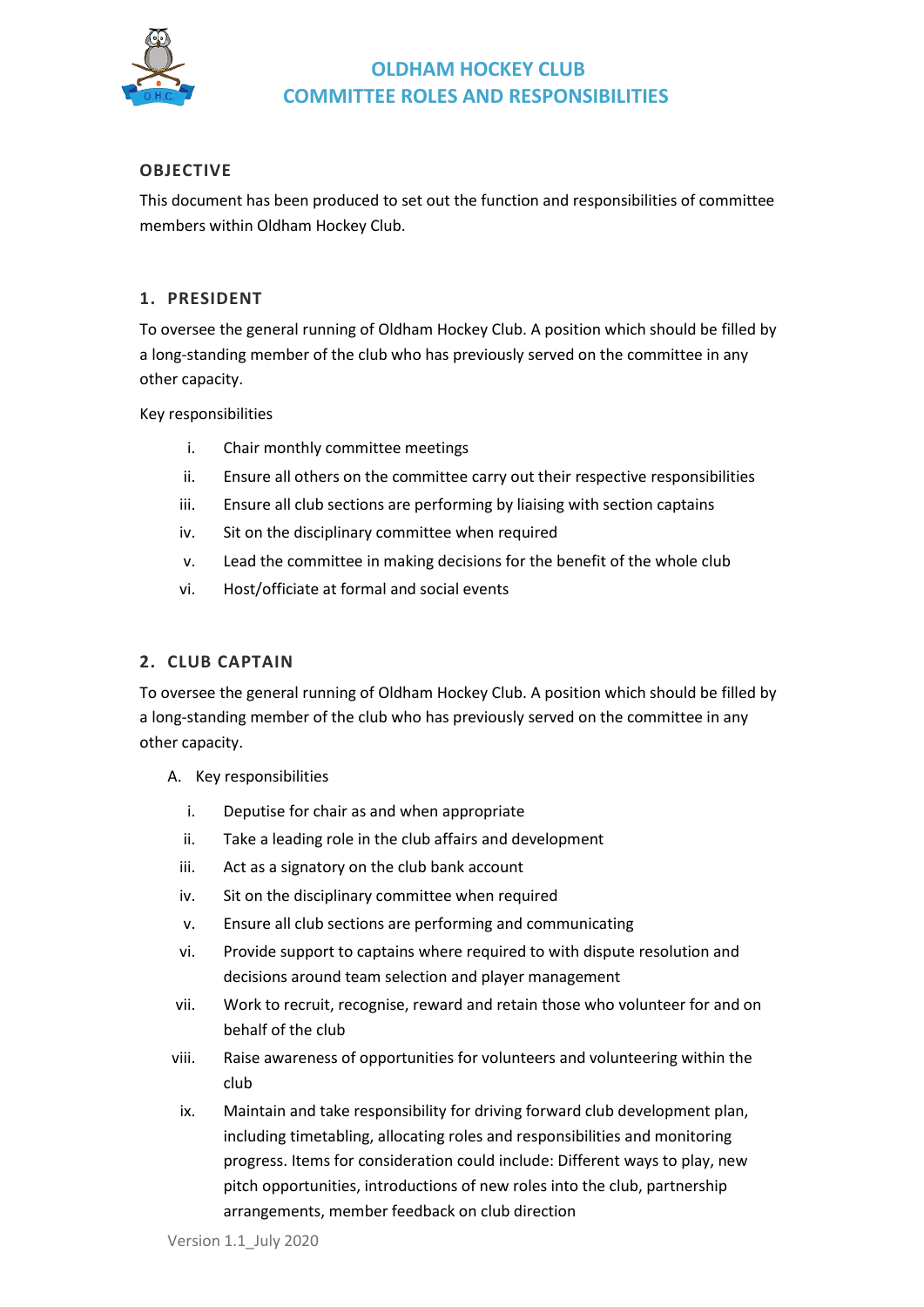# OLDHAM HOCKEY CLUB
# COMMITTEE ROLES AND RESPONSIBILITIES

## OBJECTIVE

This document has been produced to set out the function and responsibilities of committee members within Oldham Hockey Club.

## 1. PRESIDENT

To oversee the general running of Oldham Hockey Club. A position which should be filled by a long-standing member of the club who has previously served on the committee in any other capacity.

Key responsibilities

i. Chair monthly committee meetings
ii. Ensure all others on the committee carry out their respective responsibilities
iii. Ensure all club sections are performing by liaising with section captains
iv. Sit on the disciplinary committee when required
v. Lead the committee in making decisions for the benefit of the whole club
vi. Host/officiate at formal and social events

## 2. CLUB CAPTAIN

To oversee the general running of Oldham Hockey Club. A position which should be filled by a long-standing member of the club who has previously served on the committee in any other capacity.

A. Key responsibilities

i. Deputise for chair as and when appropriate
ii. Take a leading role in the club affairs and development
iii. Act as a signatory on the club bank account
iv. Sit on the disciplinary committee when required
v. Ensure all club sections are performing and communicating
vi. Provide support to captains where required to with dispute resolution and decisions around team selection and player management
vii. Work to recruit, recognise, reward and retain those who volunteer for and on behalf of the club
viii. Raise awareness of opportunities for volunteers and volunteering within the club
ix. Maintain and take responsibility for driving forward club development plan, including timetabling, allocating roles and responsibilities and monitoring progress. Items for consideration could include: Different ways to play, new pitch opportunities, introductions of new roles into the club, partnership arrangements, member feedback on club direction

Version 1.1_July 2020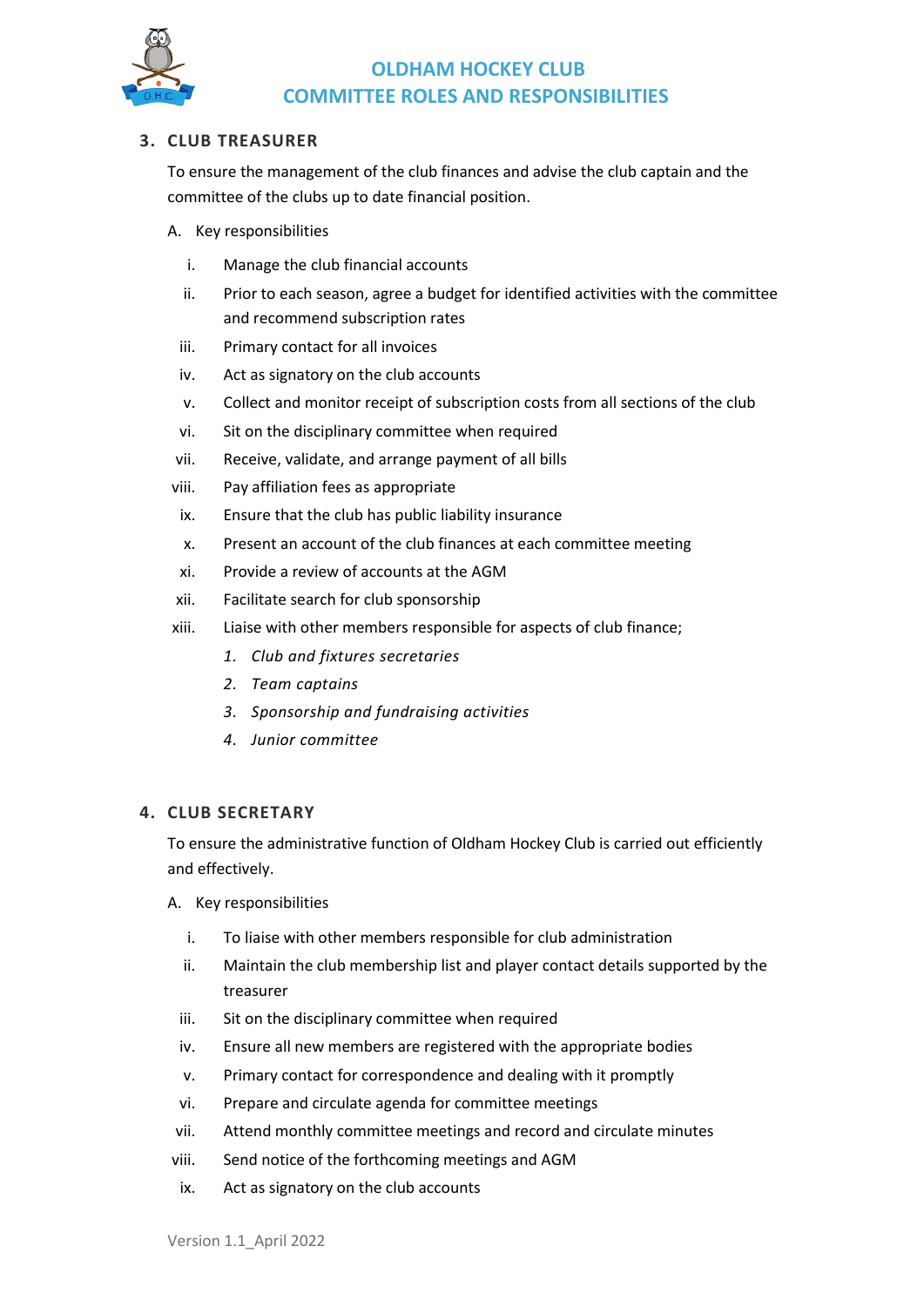## 3. CLUB TREASURER

To ensure the management of the club finances and advise the club captain and the committee of the clubs up to date financial position.

A. Key responsibilities

i. Manage the club financial accounts
ii. Prior to each season, agree a budget for identified activities with the committee and recommend subscription rates
iii. Primary contact for all invoices
iv. Act as signatory on the club accounts
v. Collect and monitor receipt of subscription costs from all sections of the club
vi. Sit on the disciplinary committee when required
vii. Receive, validate, and arrange payment of all bills
viii. Pay affiliation fees as appropriate
ix. Ensure that the club has public liability insurance
x. Present an account of the club finances at each committee meeting
xi. Provide a review of accounts at the AGM
xii. Facilitate search for club sponsorship
xiii. Liaise with other members responsible for aspects of club finance;
   1. *Club and fixtures secretaries*
   2. *Team captains*
   3. *Sponsorship and fundraising activities*
   4. *Junior committee*

## 4. CLUB SECRETARY

To ensure the administrative function of Oldham Hockey Club is carried out efficiently and effectively.

A. Key responsibilities

i. To liaise with other members responsible for club administration
ii. Maintain the club membership list and player contact details supported by the treasurer
iii. Sit on the disciplinary committee when required
iv. Ensure all new members are registered with the appropriate bodies
v. Primary contact for correspondence and dealing with it promptly
vi. Prepare and circulate agenda for committee meetings
vii. Attend monthly committee meetings and record and circulate minutes
viii. Send notice of the forthcoming meetings and AGM
ix. Act as signatory on the club accounts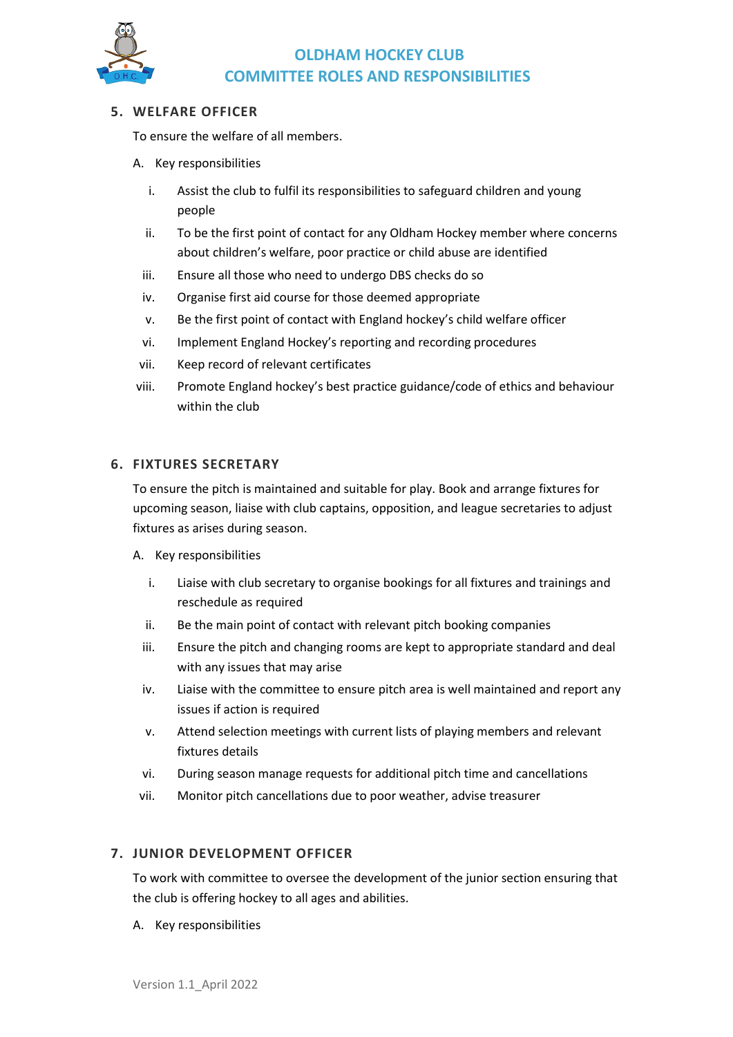## 5. WELFARE OFFICER

To ensure the welfare of all members.

A. Key responsibilities

i. Assist the club to fulfil its responsibilities to safeguard children and young people
ii. To be the first point of contact for any Oldham Hockey member where concerns about children's welfare, poor practice or child abuse are identified
iii. Ensure all those who need to undergo DBS checks do so
iv. Organise first aid course for those deemed appropriate
v. Be the first point of contact with England hockey's child welfare officer
vi. Implement England Hockey's reporting and recording procedures
vii. Keep record of relevant certificates
viii. Promote England hockey's best practice guidance/code of ethics and behaviour within the club

## 6. FIXTURES SECRETARY

To ensure the pitch is maintained and suitable for play. Book and arrange fixtures for upcoming season, liaise with club captains, opposition, and league secretaries to adjust fixtures as arises during season.

A. Key responsibilities

i. Liaise with club secretary to organise bookings for all fixtures and trainings and reschedule as required
ii. Be the main point of contact with relevant pitch booking companies
iii. Ensure the pitch and changing rooms are kept to appropriate standard and deal with any issues that may arise
iv. Liaise with the committee to ensure pitch area is well maintained and report any issues if action is required
v. Attend selection meetings with current lists of playing members and relevant fixtures details
vi. During season manage requests for additional pitch time and cancellations
vii. Monitor pitch cancellations due to poor weather, advise treasurer

## 7. JUNIOR DEVELOPMENT OFFICER

To work with committee to oversee the development of the junior section ensuring that the club is offering hockey to all ages and abilities.

A. Key responsibilities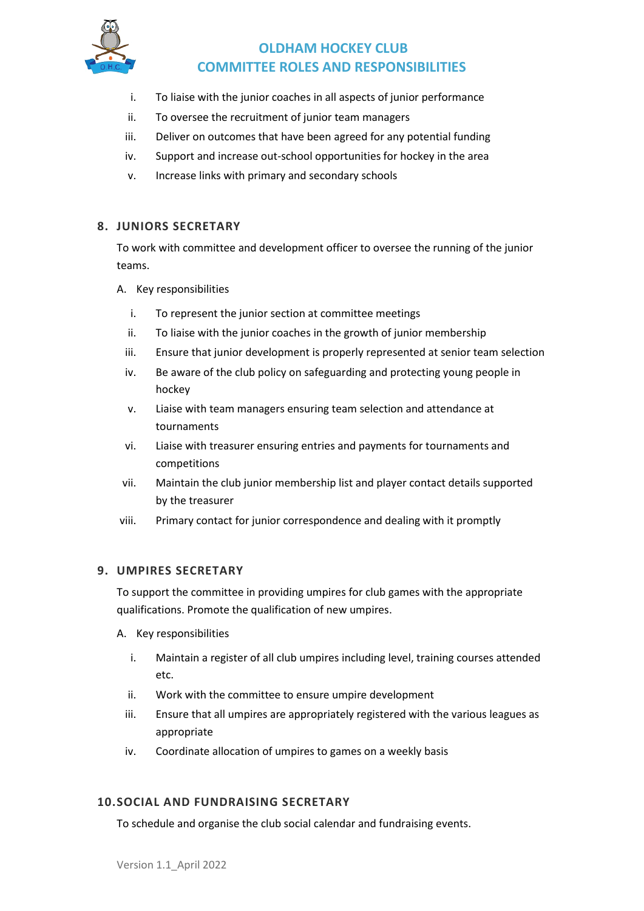i. To liaise with the junior coaches in all aspects of junior performance
ii. To oversee the recruitment of junior team managers
iii. Deliver on outcomes that have been agreed for any potential funding
iv. Support and increase out-school opportunities for hockey in the area
v. Increase links with primary and secondary schools

## 8. JUNIORS SECRETARY

To work with committee and development officer to oversee the running of the junior teams.

A. Key responsibilities

i. To represent the junior section at committee meetings
ii. To liaise with the junior coaches in the growth of junior membership
iii. Ensure that junior development is properly represented at senior team selection
iv. Be aware of the club policy on safeguarding and protecting young people in hockey
v. Liaise with team managers ensuring team selection and attendance at tournaments
vi. Liaise with treasurer ensuring entries and payments for tournaments and competitions
vii. Maintain the club junior membership list and player contact details supported by the treasurer
viii. Primary contact for junior correspondence and dealing with it promptly

## 9. UMPIRES SECRETARY

To support the committee in providing umpires for club games with the appropriate qualifications. Promote the qualification of new umpires.

A. Key responsibilities

i. Maintain a register of all club umpires including level, training courses attended etc.
ii. Work with the committee to ensure umpire development
iii. Ensure that all umpires are appropriately registered with the various leagues as appropriate
iv. Coordinate allocation of umpires to games on a weekly basis

## 10. SOCIAL AND FUNDRAISING SECRETARY

To schedule and organise the club social calendar and fundraising events.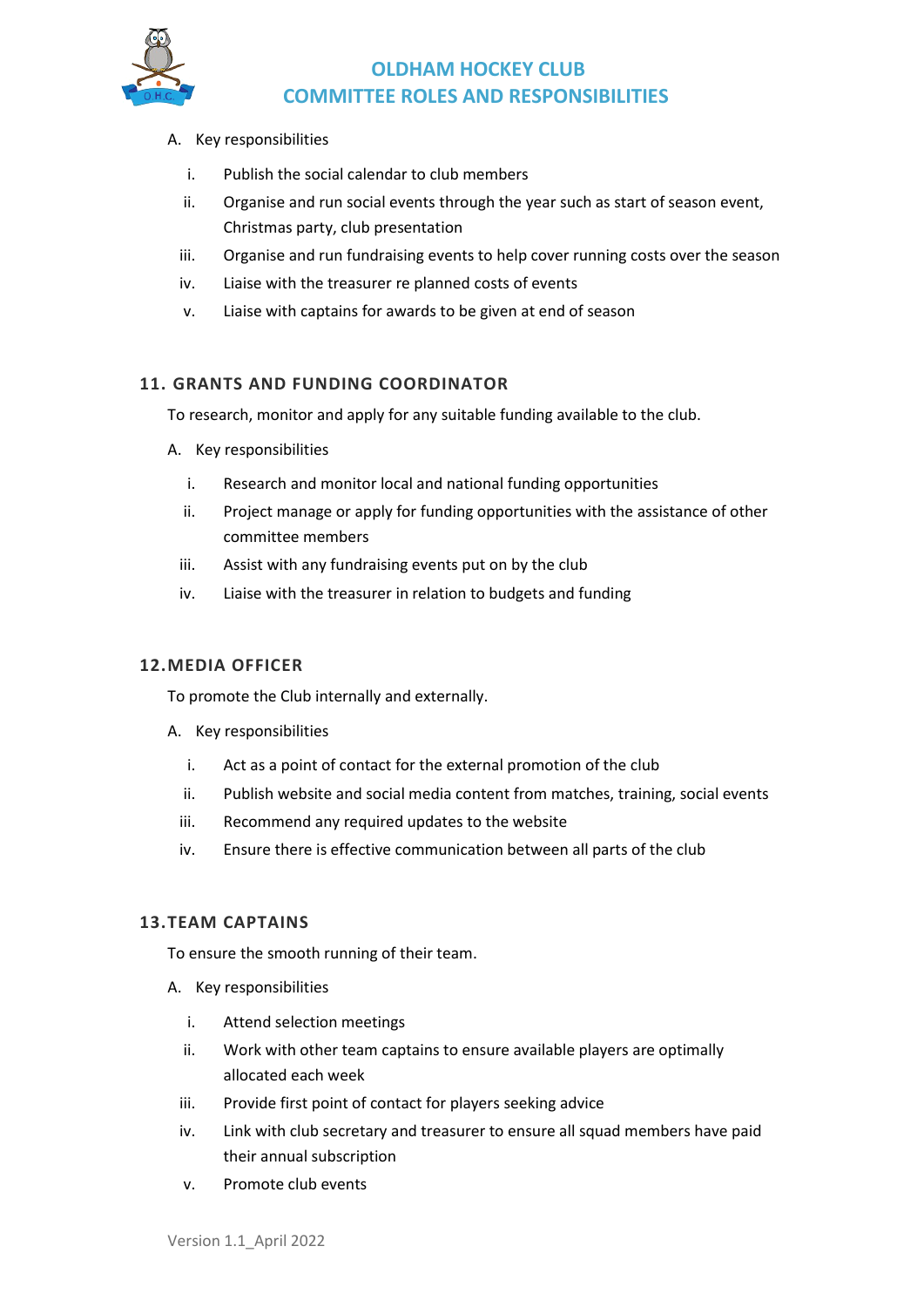A. Key responsibilities

i. Publish the social calendar to club members
ii. Organise and run social events through the year such as start of season event, Christmas party, club presentation
iii. Organise and run fundraising events to help cover running costs over the season
iv. Liaise with the treasurer re planned costs of events
v. Liaise with captains for awards to be given at end of season

## 11. GRANTS AND FUNDING COORDINATOR

To research, monitor and apply for any suitable funding available to the club.

A. Key responsibilities

i. Research and monitor local and national funding opportunities
ii. Project manage or apply for funding opportunities with the assistance of other committee members
iii. Assist with any fundraising events put on by the club
iv. Liaise with the treasurer in relation to budgets and funding

## 12. MEDIA OFFICER

To promote the Club internally and externally.

A. Key responsibilities

i. Act as a point of contact for the external promotion of the club
ii. Publish website and social media content from matches, training, social events
iii. Recommend any required updates to the website
iv. Ensure there is effective communication between all parts of the club

## 13. TEAM CAPTAINS

To ensure the smooth running of their team.

A. Key responsibilities

i. Attend selection meetings
ii. Work with other team captains to ensure available players are optimally allocated each week
iii. Provide first point of contact for players seeking advice
iv. Link with club secretary and treasurer to ensure all squad members have paid their annual subscription
v. Promote club events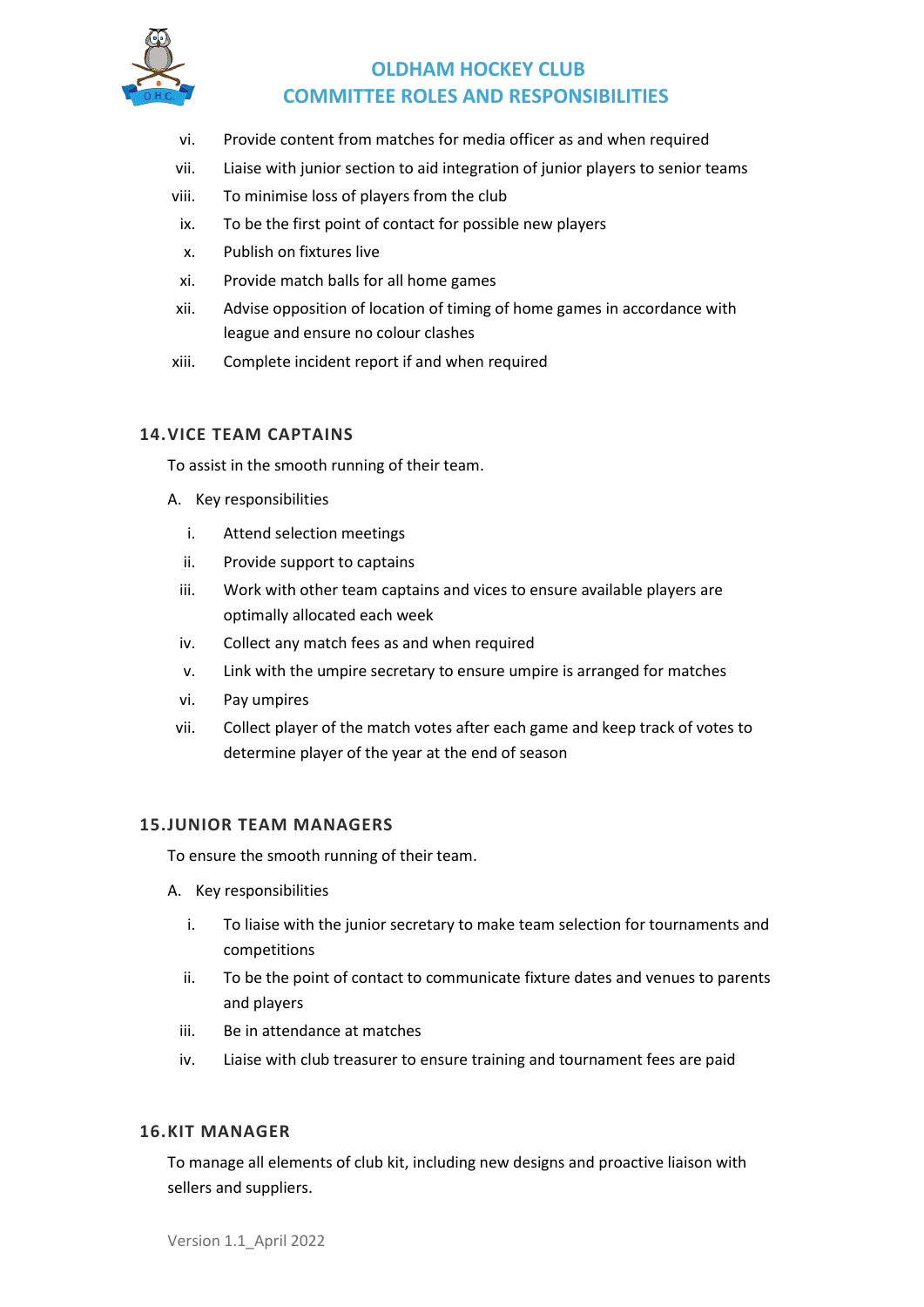vi. Provide content from matches for media officer as and when required
vii. Liaise with junior section to aid integration of junior players to senior teams
viii. To minimise loss of players from the club
ix. To be the first point of contact for possible new players
x. Publish on fixtures live
xi. Provide match balls for all home games
xii. Advise opposition of location of timing of home games in accordance with league and ensure no colour clashes
xiii. Complete incident report if and when required

## 14. VICE TEAM CAPTAINS

To assist in the smooth running of their team.

A. Key responsibilities

i. Attend selection meetings
ii. Provide support to captains
iii. Work with other team captains and vices to ensure available players are optimally allocated each week
iv. Collect any match fees as and when required
v. Link with the umpire secretary to ensure umpire is arranged for matches
vi. Pay umpires
vii. Collect player of the match votes after each game and keep track of votes to determine player of the year at the end of season

## 15. JUNIOR TEAM MANAGERS

To ensure the smooth running of their team.

A. Key responsibilities

i. To liaise with the junior secretary to make team selection for tournaments and competitions
ii. To be the point of contact to communicate fixture dates and venues to parents and players
iii. Be in attendance at matches
iv. Liaise with club treasurer to ensure training and tournament fees are paid

## 16. KIT MANAGER

To manage all elements of club kit, including new designs and proactive liaison with sellers and suppliers.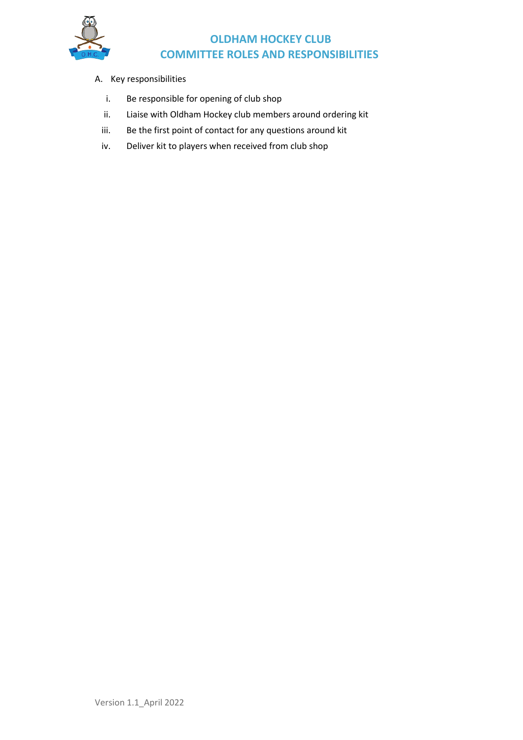A. Key responsibilities

i. Be responsible for opening of club shop
ii. Liaise with Oldham Hockey club members around ordering kit
iii. Be the first point of contact for any questions around kit
iv. Deliver kit to players when received from club shop